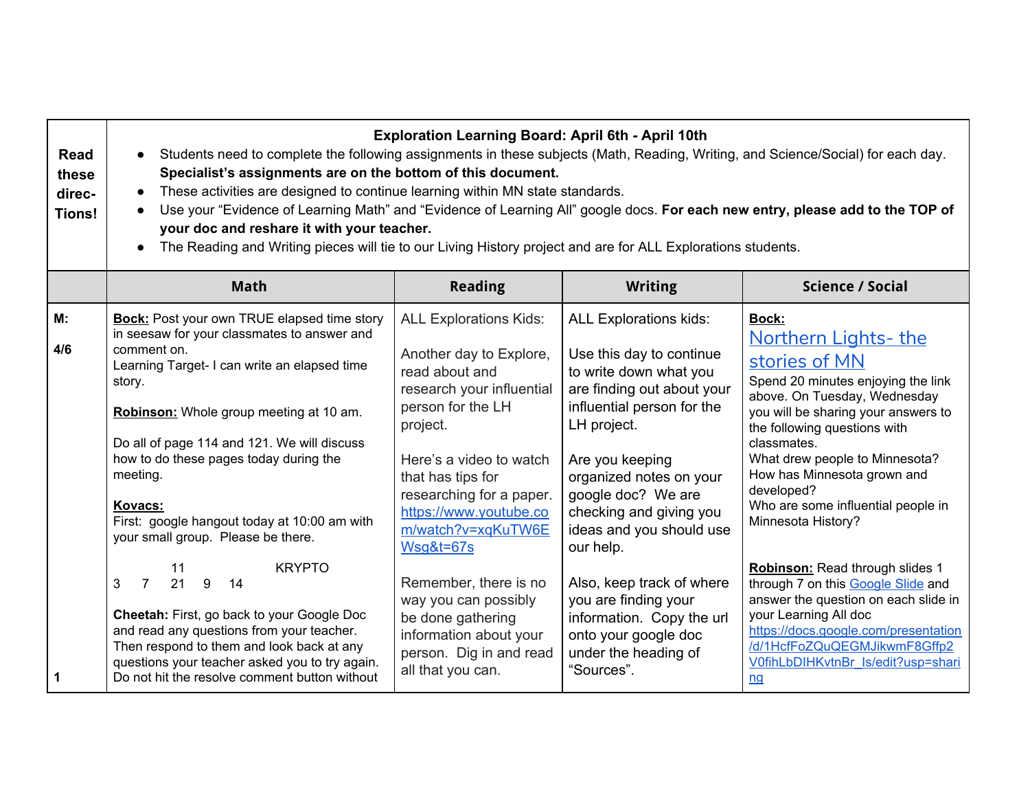| Read these direc-Tions! | **Exploration Learning Board: April 6th - April 10th**<br>• Students need to complete the following assignments in these subjects (Math, Reading, Writing, and Science/Social) for each day. **Specialist's assignments are on the bottom of this document.**<br>• These activities are designed to continue learning within MN state standards.<br>• Use your "Evidence of Learning Math" and "Evidence of Learning All" google docs. **For each new entry, please add to the TOP of your doc and reshare it with your teacher.**<br>• The Reading and Writing pieces will tie to our Living History project and are for ALL Explorations students. | | | |
|---|---|---|---|---|
| | **Math** | **Reading** | **Writing** | **Science / Social** |
| **M:**<br><br>**4/6**<br><br>**1** | **Bock:** Post your own TRUE elapsed time story in seesaw for your classmates to answer and comment on.<br>Learning Target- I can write an elapsed time story.<br><br>**Robinson:** Whole group meeting at 10 am.<br><br>Do all of page 114 and 121. We will discuss how to do these pages today during the meeting.<br><br>**Kovacs:**<br>First: google hangout today at 10:00 am with your small group. Please be there.<br><br>11 KRYPTO<br>3 7 21 9 14<br><br>**Cheetah:** First, go back to your Google Doc and read any questions from your teacher. Then respond to them and look back at any questions your teacher asked you to try again. Do not hit the resolve comment button without | ALL Explorations Kids:<br><br>Another day to Explore, read about and research your influential person for the LH project.<br><br>Here's a video to watch that has tips for researching for a paper. https://www.youtube.com/watch?v=xqKuTW6EWsg&t=67s<br><br>Remember, there is no way you can possibly be done gathering information about your person. Dig in and read all that you can. | ALL Explorations kids:<br><br>Use this day to continue to write down what you are finding out about your influential person for the LH project.<br><br>Are you keeping organized notes on your google doc? We are checking and giving you ideas and you should use our help.<br><br>Also, keep track of where you are finding your information. Copy the url onto your google doc under the heading of "Sources". | **Bock:**<br>Northern Lights- the stories of MN<br>Spend 20 minutes enjoying the link above. On Tuesday, Wednesday you will be sharing your answers to the following questions with classmates.<br>What drew people to Minnesota?<br>How has Minnesota grown and developed?<br>Who are some influential people in Minnesota History?<br><br>**Robinson:** Read through slides 1 through 7 on this Google Slide and answer the question on each slide in your Learning All doc<br>https://docs.google.com/presentation/d/1HcfFoZQuQEGMJikwmF8Gffp2V0fihLbDIHKvtnBr_ls/edit?usp=sharing |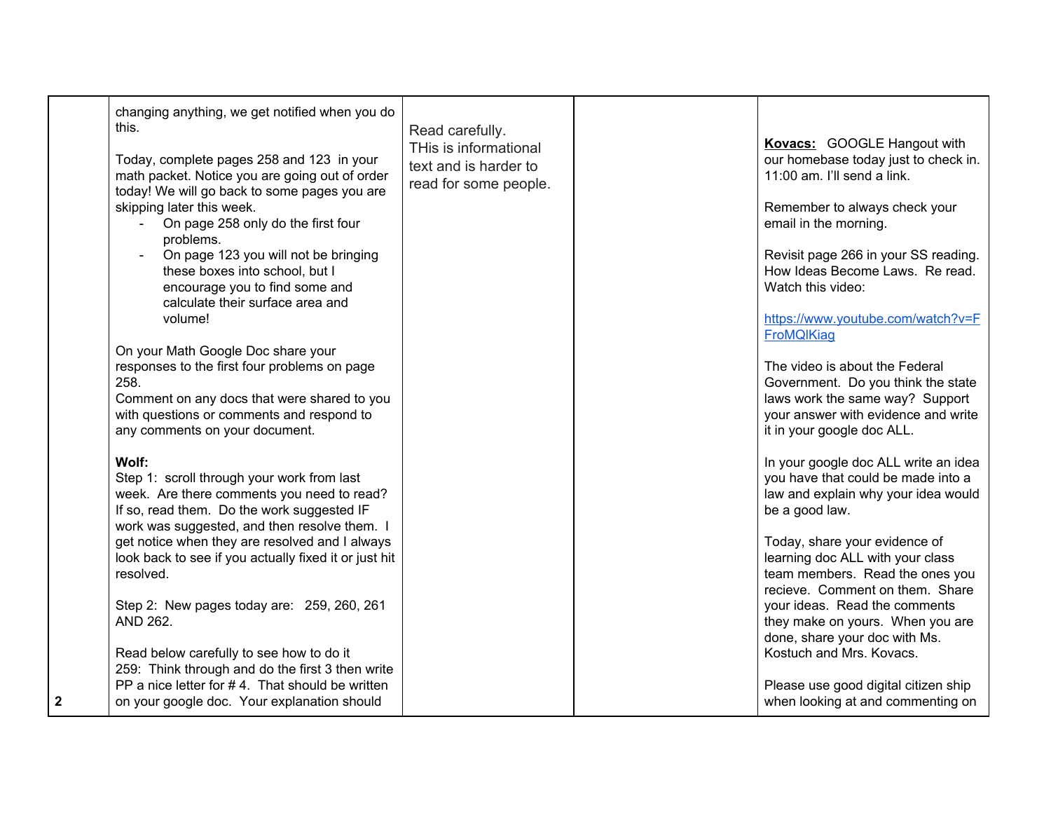| | | | | |
|---|---|---|---|---|
| 2 | changing anything, we get notified when you do this.<br><br>Today, complete pages 258 and 123 in your math packet. Notice you are going out of order today! We will go back to some pages you are skipping later this week.<br>- On page 258 only do the first four problems.<br>- On page 123 you will not be bringing these boxes into school, but I encourage you to find some and calculate their surface area and volume!<br><br>On your Math Google Doc share your responses to the first four problems on page 258.<br>Comment on any docs that were shared to you with questions or comments and respond to any comments on your document.<br><br>**Wolf:**<br>Step 1: scroll through your work from last week. Are there comments you need to read? If so, read them. Do the work suggested IF work was suggested, and then resolve them. I get notice when they are resolved and I always look back to see if you actually fixed it or just hit resolved.<br><br>Step 2: New pages today are: 259, 260, 261 AND 262.<br><br>Read below carefully to see how to do it<br>259: Think through and do the first 3 then write PP a nice letter for # 4. That should be written on your google doc. Your explanation should | Read carefully.<br>THis is informational text and is harder to read for some people. | | **Kovacs:** GOOGLE Hangout with our homebase today just to check in. 11:00 am. I'll send a link.<br><br>Remember to always check your email in the morning.<br><br>Revisit page 266 in your SS reading. How Ideas Become Laws. Re read. Watch this video:<br><br>https://www.youtube.com/watch?v=FFroMQlKiag<br><br>The video is about the Federal Government. Do you think the state laws work the same way? Support your answer with evidence and write it in your google doc ALL.<br><br>In your google doc ALL write an idea you have that could be made into a law and explain why your idea would be a good law.<br><br>Today, share your evidence of learning doc ALL with your class team members. Read the ones you recieve. Comment on them. Share your ideas. Read the comments they make on yours. When you are done, share your doc with Ms. Kostuch and Mrs. Kovacs.<br><br>Please use good digital citizen ship when looking at and commenting on |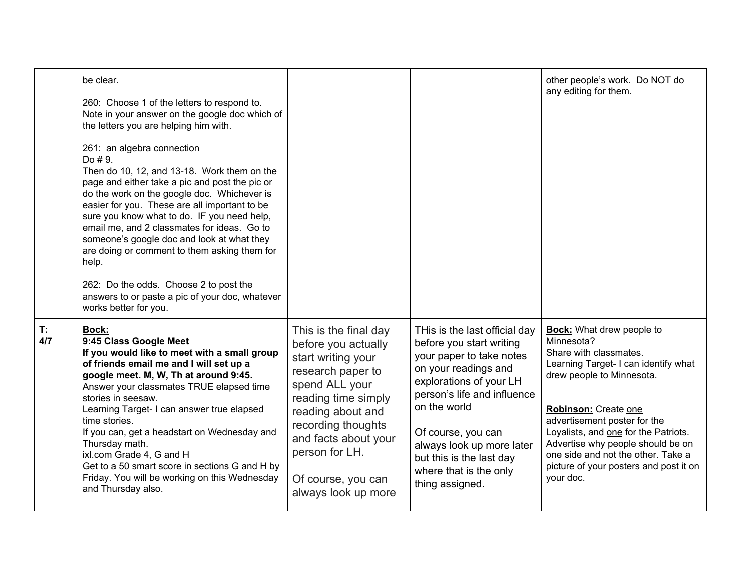| | | | | |
|---|---|---|---|---|
| | be clear.<br><br>260: Choose 1 of the letters to respond to. Note in your answer on the google doc which of the letters you are helping him with.<br><br>261: an algebra connection<br>Do # 9.<br>Then do 10, 12, and 13-18. Work them on the page and either take a pic and post the pic or do the work on the google doc. Whichever is easier for you. These are all important to be sure you know what to do. IF you need help, email me, and 2 classmates for ideas. Go to someone's google doc and look at what they are doing or comment to them asking them for help.<br><br>262: Do the odds. Choose 2 to post the answers to or paste a pic of your doc, whatever works better for you. | | | other people's work. Do NOT do any editing for them. |
| **T: 4/7** | <u>**Bock:**</u><br>**9:45 Class Google Meet**<br>**If you would like to meet with a small group of friends email me and I will set up a google meet. M, W, Th at around 9:45.**<br>Answer your classmates TRUE elapsed time stories in seesaw.<br>Learning Target- I can answer true elapsed time stories.<br>If you can, get a headstart on Wednesday and Thursday math.<br>ixl.com Grade 4, G and H<br>Get to a 50 smart score in sections G and H by Friday. You will be working on this Wednesday and Thursday also. | This is the final day before you actually start writing your research paper to spend ALL your reading time simply reading about and recording thoughts and facts about your person for LH.<br><br>Of course, you can always look up more | THis is the last official day before you start writing your paper to take notes on your readings and explorations of your LH person's life and influence on the world<br><br>Of course, you can always look up more later but this is the last day where that is the only thing assigned. | <u>**Bock:**</u> What drew people to Minnesota?<br>Share with classmates.<br>Learning Target- I can identify what drew people to Minnesota.<br><br><u>**Robinson:**</u> Create <u>one</u> advertisement poster for the Loyalists, and <u>one</u> for the Patriots. Advertise why people should be on one side and not the other. Take a picture of your posters and post it on your doc. |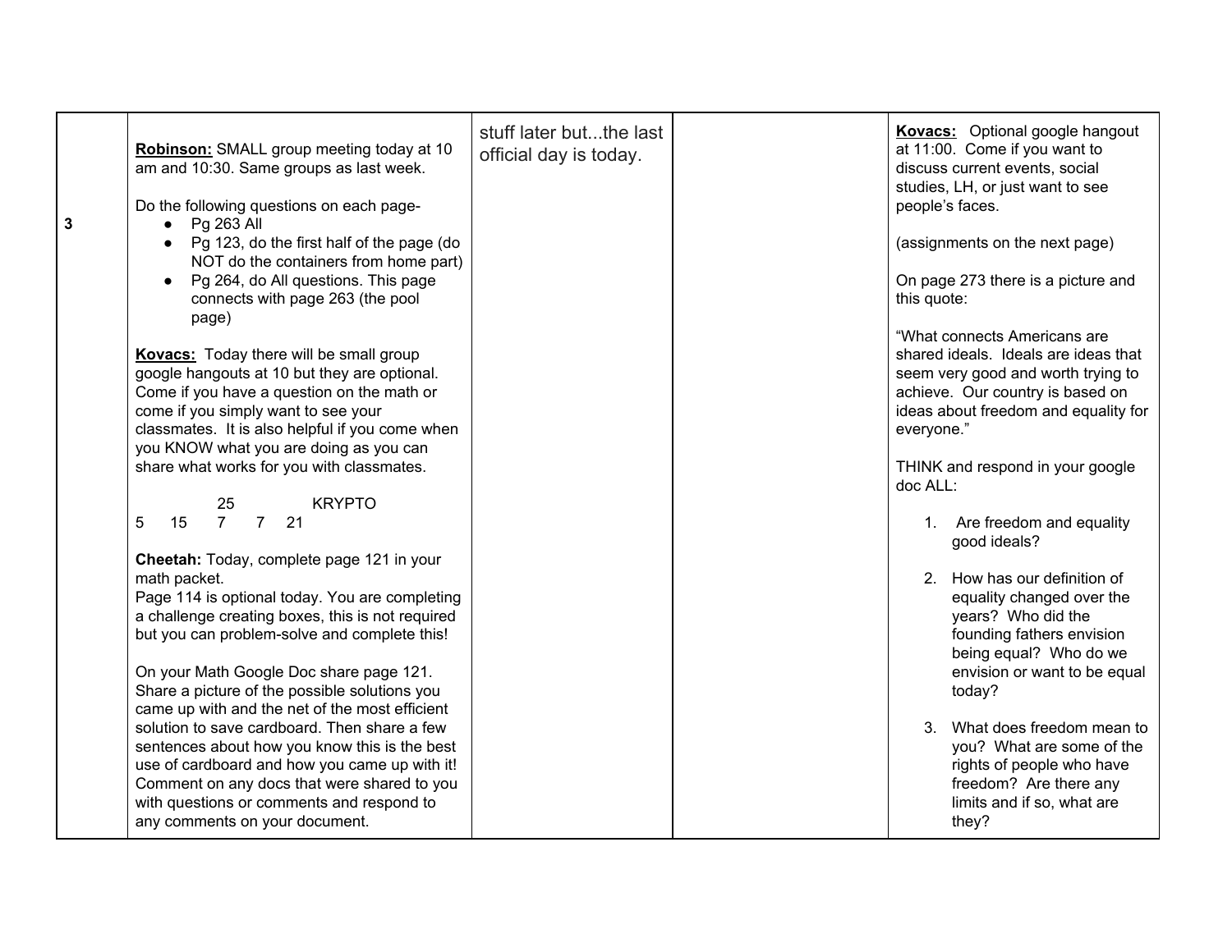| | | | | |
|---|---|---|---|---|
| 3 | **Robinson:** SMALL group meeting today at 10 am and 10:30. Same groups as last week.<br><br>Do the following questions on each page-<br>• Pg 263 All<br>• Pg 123, do the first half of the page (do NOT do the containers from home part)<br>• Pg 264, do All questions. This page connects with page 263 (the pool page)<br><br>**Kovacs:** Today there will be small group google hangouts at 10 but they are optional. Come if you have a question on the math or come if you simply want to see your classmates. It is also helpful if you come when you KNOW what you are doing as you can share what works for you with classmates.<br><br>25 KRYPTO<br>5 15 7 7 21<br><br>**Cheetah:** Today, complete page 121 in your math packet.<br>Page 114 is optional today. You are completing a challenge creating boxes, this is not required but you can problem-solve and complete this!<br><br>On your Math Google Doc share page 121. Share a picture of the possible solutions you came up with and the net of the most efficient solution to save cardboard. Then share a few sentences about how you know this is the best use of cardboard and how you came up with it! Comment on any docs that were shared to you with questions or comments and respond to any comments on your document. | stuff later but...the last official day is today. | | **Kovacs:** Optional google hangout at 11:00. Come if you want to discuss current events, social studies, LH, or just want to see people's faces.<br><br>(assignments on the next page)<br><br>On page 273 there is a picture and this quote:<br><br>"What connects Americans are shared ideals. Ideals are ideas that seem very good and worth trying to achieve. Our country is based on ideas about freedom and equality for everyone."<br><br>THINK and respond in your google doc ALL:<br><br>1. Are freedom and equality good ideals?<br>2. How has our definition of equality changed over the years? Who did the founding fathers envision being equal? Who do we envision or want to be equal today?<br>3. What does freedom mean to you? What are some of the rights of people who have freedom? Are there any limits and if so, what are they? |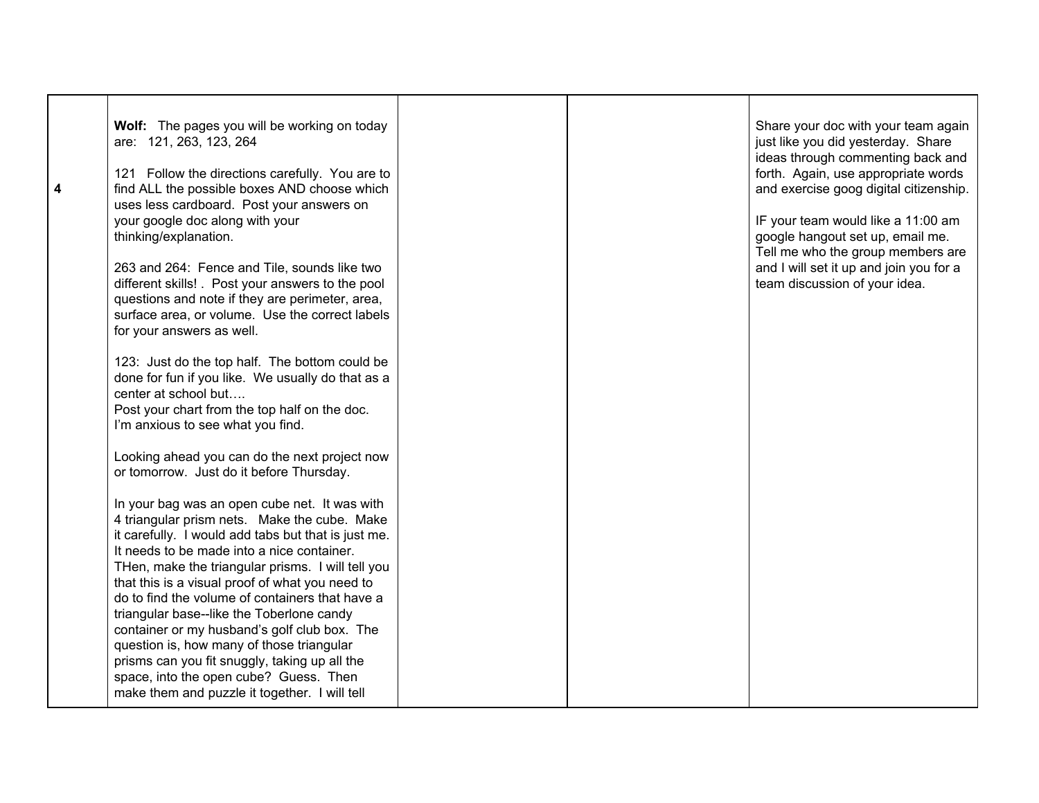| | | | | |
|---|---|---|---|---|
| 4 | **Wolf:** The pages you will be working on today are: 121, 263, 123, 264<br><br>121 Follow the directions carefully. You are to find ALL the possible boxes AND choose which uses less cardboard. Post your answers on your google doc along with your thinking/explanation.<br><br>263 and 264: Fence and Tile, sounds like two different skills! . Post your answers to the pool questions and note if they are perimeter, area, surface area, or volume. Use the correct labels for your answers as well.<br><br>123: Just do the top half. The bottom could be done for fun if you like. We usually do that as a center at school but….<br>Post your chart from the top half on the doc. I'm anxious to see what you find.<br><br>Looking ahead you can do the next project now or tomorrow. Just do it before Thursday.<br><br>In your bag was an open cube net. It was with 4 triangular prism nets. Make the cube. Make it carefully. I would add tabs but that is just me. It needs to be made into a nice container. THen, make the triangular prisms. I will tell you that this is a visual proof of what you need to do to find the volume of containers that have a triangular base--like the Toberlone candy container or my husband's golf club box. The question is, how many of those triangular prisms can you fit snuggly, taking up all the space, into the open cube? Guess. Then make them and puzzle it together. I will tell | | | Share your doc with your team again just like you did yesterday. Share ideas through commenting back and forth. Again, use appropriate words and exercise goog digital citizenship.<br><br>IF your team would like a 11:00 am google hangout set up, email me. Tell me who the group members are and I will set it up and join you for a team discussion of your idea. |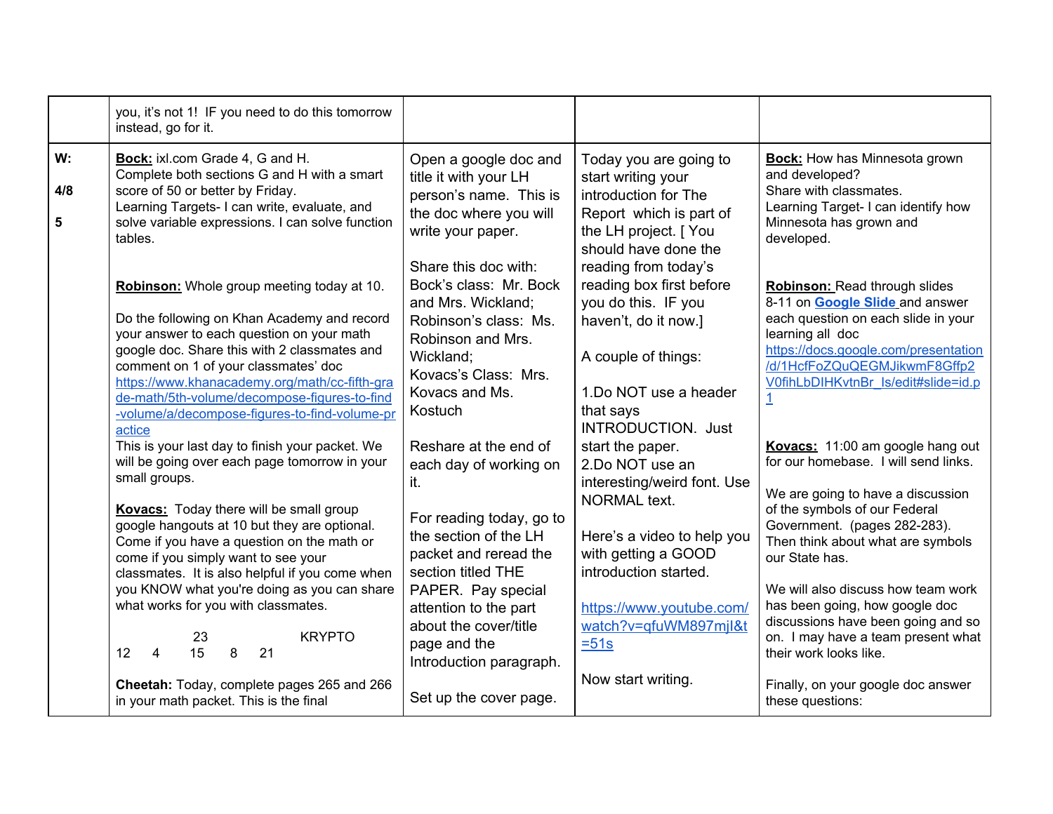| | | | | |
|---|---|---|---|---|
| | you, it's not 1! IF you need to do this tomorrow instead, go for it. | | | |
| **W:**<br><br>**4/8**<br><br>**5** | **Bock:** ixl.com Grade 4, G and H.<br>Complete both sections G and H with a smart score of 50 or better by Friday.<br>Learning Targets- I can write, evaluate, and solve variable expressions. I can solve function tables.<br><br>**Robinson:** Whole group meeting today at 10.<br><br>Do the following on Khan Academy and record your answer to each question on your math google doc. Share this with 2 classmates and comment on 1 of your classmates' doc<br>https://www.khanacademy.org/math/cc-fifth-grade-math/5th-volume/decompose-figures-to-find-volume/a/decompose-figures-to-find-volume-practice<br>This is your last day to finish your packet. We will be going over each page tomorrow in your small groups.<br><br>**Kovacs:** Today there will be small group google hangouts at 10 but they are optional. Come if you have a question on the math or come if you simply want to see your classmates. It is also helpful if you come when you KNOW what you're doing as you can share what works for you with classmates.<br><br>23 KRYPTO<br>12 4 15 8 21<br><br>**Cheetah:** Today, complete pages 265 and 266 in your math packet. This is the final | Open a google doc and title it with your LH person's name. This is the doc where you will write your paper.<br><br>Share this doc with:<br>Bock's class: Mr. Bock and Mrs. Wickland;<br>Robinson's class: Ms. Robinson and Mrs. Wickland;<br>Kovacs's Class: Mrs. Kovacs and Ms. Kostuch<br><br>Reshare at the end of each day of working on it.<br><br>For reading today, go to the section of the LH packet and reread the section titled THE PAPER. Pay special attention to the part about the cover/title page and the Introduction paragraph.<br><br>Set up the cover page. | Today you are going to start writing your introduction for The Report which is part of the LH project. [ You should have done the reading from today's reading box first before you do this. IF you haven't, do it now.]<br><br>A couple of things:<br><br>1.Do NOT use a header that says INTRODUCTION. Just start the paper.<br>2.Do NOT use an interesting/weird font. Use NORMAL text.<br><br>Here's a video to help you with getting a GOOD introduction started.<br><br>https://www.youtube.com/watch?v=qfuWM897mjI&t=51s<br><br>Now start writing. | **Bock:** How has Minnesota grown and developed?<br>Share with classmates.<br>Learning Target- I can identify how Minnesota has grown and developed.<br><br>**Robinson:** Read through slides 8-11 on **Google Slide** and answer each question on each slide in your learning all doc<br>https://docs.google.com/presentation/d/1HcfFoZQuQEGMJikwmF8Gffp2V0fihLbDIHKvtnBr_ls/edit#slide=id.p1<br><br>**Kovacs:** 11:00 am google hang out for our homebase. I will send links.<br><br>We are going to have a discussion of the symbols of our Federal Government. (pages 282-283). Then think about what are symbols our State has.<br><br>We will also discuss how team work has been going, how google doc discussions have been going and so on. I may have a team present what their work looks like.<br><br>Finally, on your google doc answer these questions: |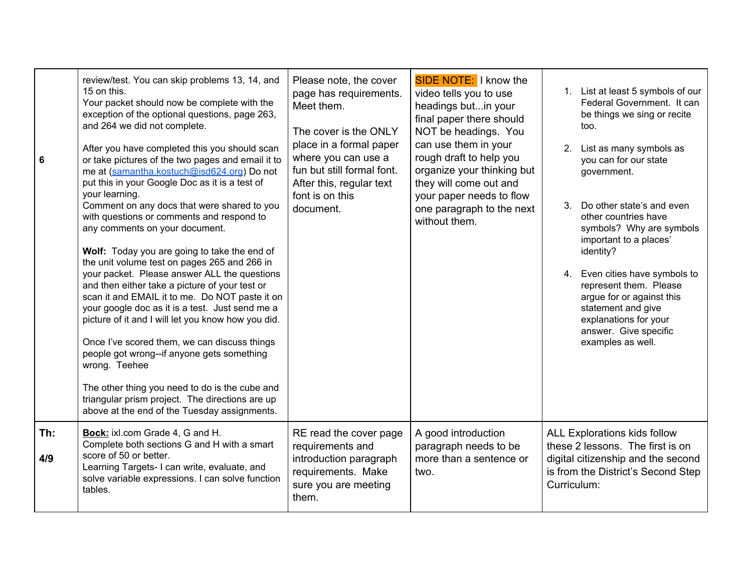| | | | | |
|---|---|---|---|---|
| 6 | review/test. You can skip problems 13, 14, and 15 on this.<br>Your packet should now be complete with the exception of the optional questions, page 263, and 264 we did not complete.<br><br>After you have completed this you should scan or take pictures of the two pages and email it to me at (samantha.kostuch@isd624.org) Do not put this in your Google Doc as it is a test of your learning.<br>Comment on any docs that were shared to you with questions or comments and respond to any comments on your document.<br><br>**Wolf:** Today you are going to take the end of the unit volume test on pages 265 and 266 in your packet. Please answer ALL the questions and then either take a picture of your test or scan it and EMAIL it to me. Do NOT paste it on your google doc as it is a test. Just send me a picture of it and I will let you know how you did.<br><br>Once I've scored them, we can discuss things people got wrong--if anyone gets something wrong. Teehee<br><br>The other thing you need to do is the cube and triangular prism project. The directions are up above at the end of the Tuesday assignments. | Please note, the cover page has requirements. Meet them.<br><br>The cover is the ONLY place in a formal paper where you can use a fun but still formal font. After this, regular text font is on this document. | SIDE NOTE: I know the video tells you to use headings but...in your final paper there should NOT be headings. You can use them in your rough draft to help you organize your thinking but they will come out and your paper needs to flow one paragraph to the next without them. | 1. List at least 5 symbols of our Federal Government. It can be things we sing or recite too.<br><br>2. List as many symbols as you can for our state government.<br><br>3. Do other state's and even other countries have symbols? Why are symbols important to a places' identity?<br><br>4. Even cities have symbols to represent them. Please argue for or against this statement and give explanations for your answer. Give specific examples as well. |
| **Th:**<br><br>**4/9** | **Bock:** ixl.com Grade 4, G and H.<br>Complete both sections G and H with a smart score of 50 or better.<br>Learning Targets- I can write, evaluate, and solve variable expressions. I can solve function tables. | RE read the cover page requirements and introduction paragraph requirements. Make sure you are meeting them. | A good introduction paragraph needs to be more than a sentence or two. | ALL Explorations kids follow these 2 lessons. The first is on digital citizenship and the second is from the District's Second Step Curriculum: |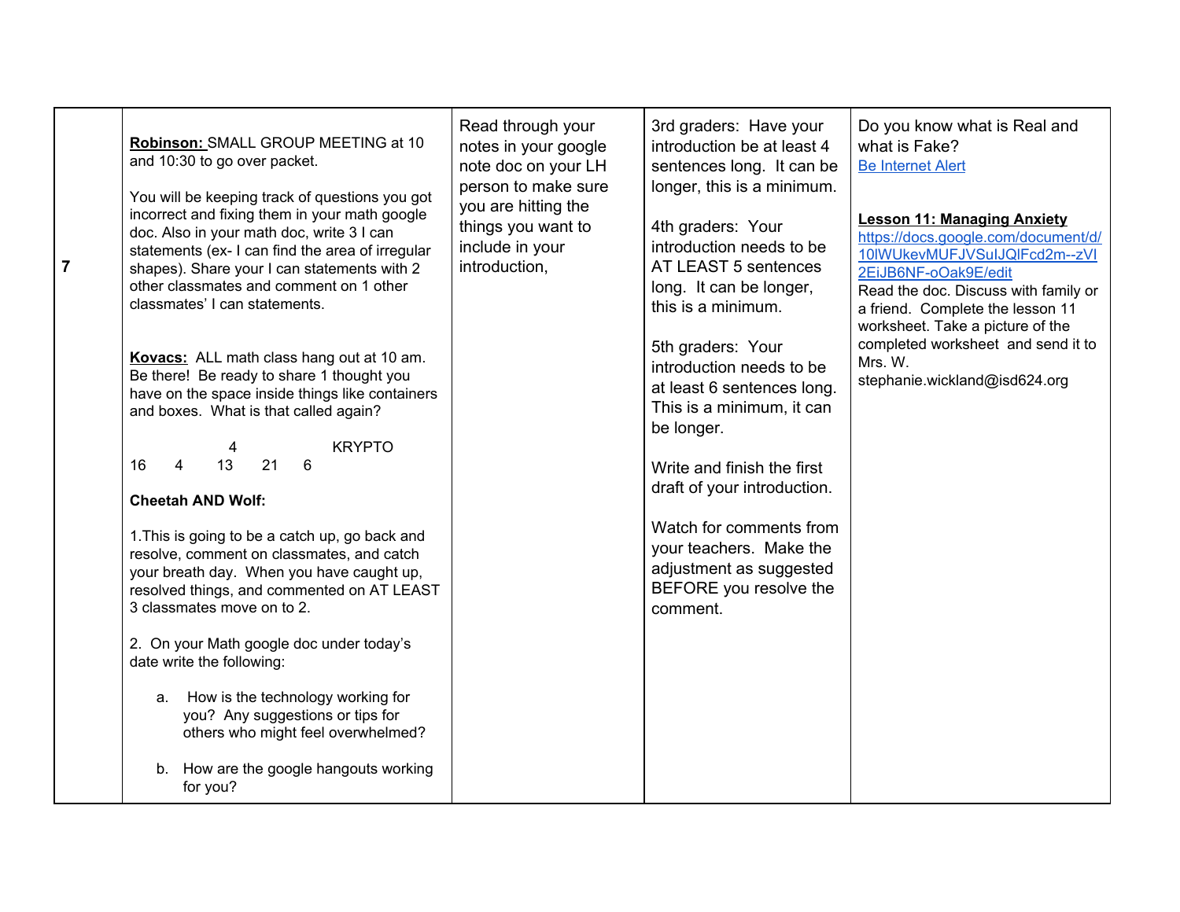| 7 | **Robinson:** SMALL GROUP MEETING at 10 and 10:30 to go over packet.<br><br>You will be keeping track of questions you got incorrect and fixing them in your math google doc. Also in your math doc, write 3 I can statements (ex- I can find the area of irregular shapes). Share your I can statements with 2 other classmates and comment on 1 other classmates' I can statements.<br><br>**Kovacs:** ALL math class hang out at 10 am. Be there! Be ready to share 1 thought you have on the space inside things like containers and boxes. What is that called again?<br><br>4 KRYPTO<br>16 4 13 21 6<br><br>**Cheetah AND Wolf:**<br><br>1.This is going to be a catch up, go back and resolve, comment on classmates, and catch your breath day. When you have caught up, resolved things, and commented on AT LEAST 3 classmates move on to 2.<br><br>2. On your Math google doc under today's date write the following:<br><br>a. How is the technology working for you? Any suggestions or tips for others who might feel overwhelmed?<br><br>b. How are the google hangouts working for you? | Read through your notes in your google note doc on your LH person to make sure you are hitting the things you want to include in your introduction, | 3rd graders: Have your introduction be at least 4 sentences long. It can be longer, this is a minimum.<br><br>4th graders: Your introduction needs to be AT LEAST 5 sentences long. It can be longer, this is a minimum.<br><br>5th graders: Your introduction needs to be at least 6 sentences long. This is a minimum, it can be longer.<br><br>Write and finish the first draft of your introduction.<br><br>Watch for comments from your teachers. Make the adjustment as suggested BEFORE you resolve the comment. | Do you know what is Real and what is Fake?<br>Be Internet Alert<br><br>**Lesson 11: Managing Anxiety**<br>https://docs.google.com/document/d/10lWUkevMUFJVSuIJQlFcd2m--zVI2EiJB6NF-oOak9E/edit<br>Read the doc. Discuss with family or a friend. Complete the lesson 11 worksheet. Take a picture of the completed worksheet and send it to Mrs. W.<br>stephanie.wickland@isd624.org |
|---|---|---|---|---|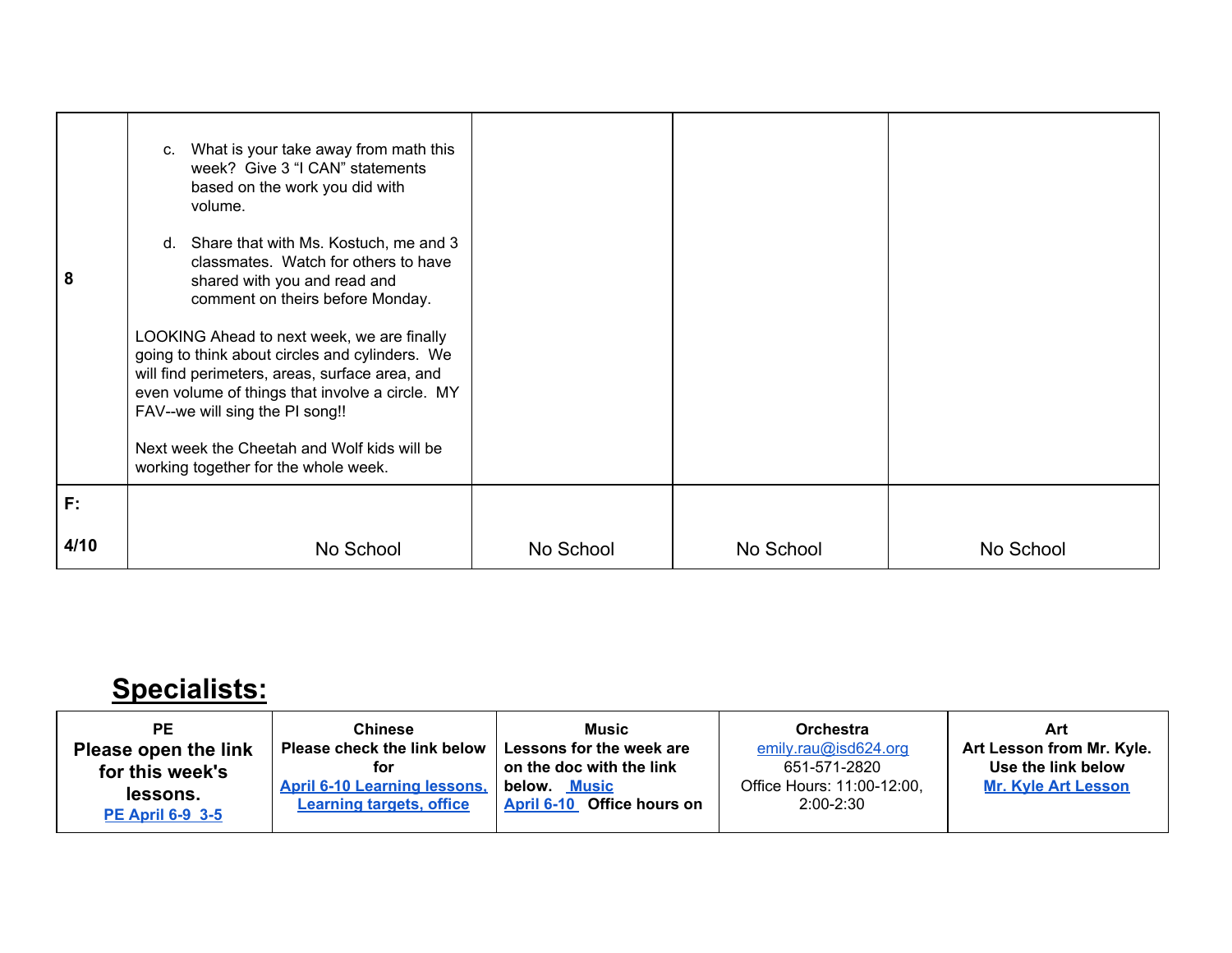| 8 | c. What is your take away from math this week? Give 3 "I CAN" statements based on the work you did with volume.<br><br>d. Share that with Ms. Kostuch, me and 3 classmates. Watch for others to have shared with you and read and comment on theirs before Monday.<br><br>LOOKING Ahead to next week, we are finally going to think about circles and cylinders. We will find perimeters, areas, surface area, and even volume of things that involve a circle. MY FAV--we will sing the PI song!!<br><br>Next week the Cheetah and Wolf kids will be working together for the whole week. | | | |
|---|---|---|---|---|
| **F:**<br><br>**4/10** | No School | No School | No School | No School |

# Specialists:

| PE | Chinese | Music | Orchestra | Art |
|---|---|---|---|---|
| **Please open the link for this week's lessons.**<br>**PE April 6-9 3-5** | **Please check the link below for**<br>**April 6-10 Learning lessons, Learning targets, office** | **Lessons for the week are on the doc with the link below. Music April 6-10 Office hours on** | emily.rau@isd624.org<br>651-571-2820<br>Office Hours: 11:00-12:00, 2:00-2:30 | **Art Lesson from Mr. Kyle. Use the link below**<br>**Mr. Kyle Art Lesson** |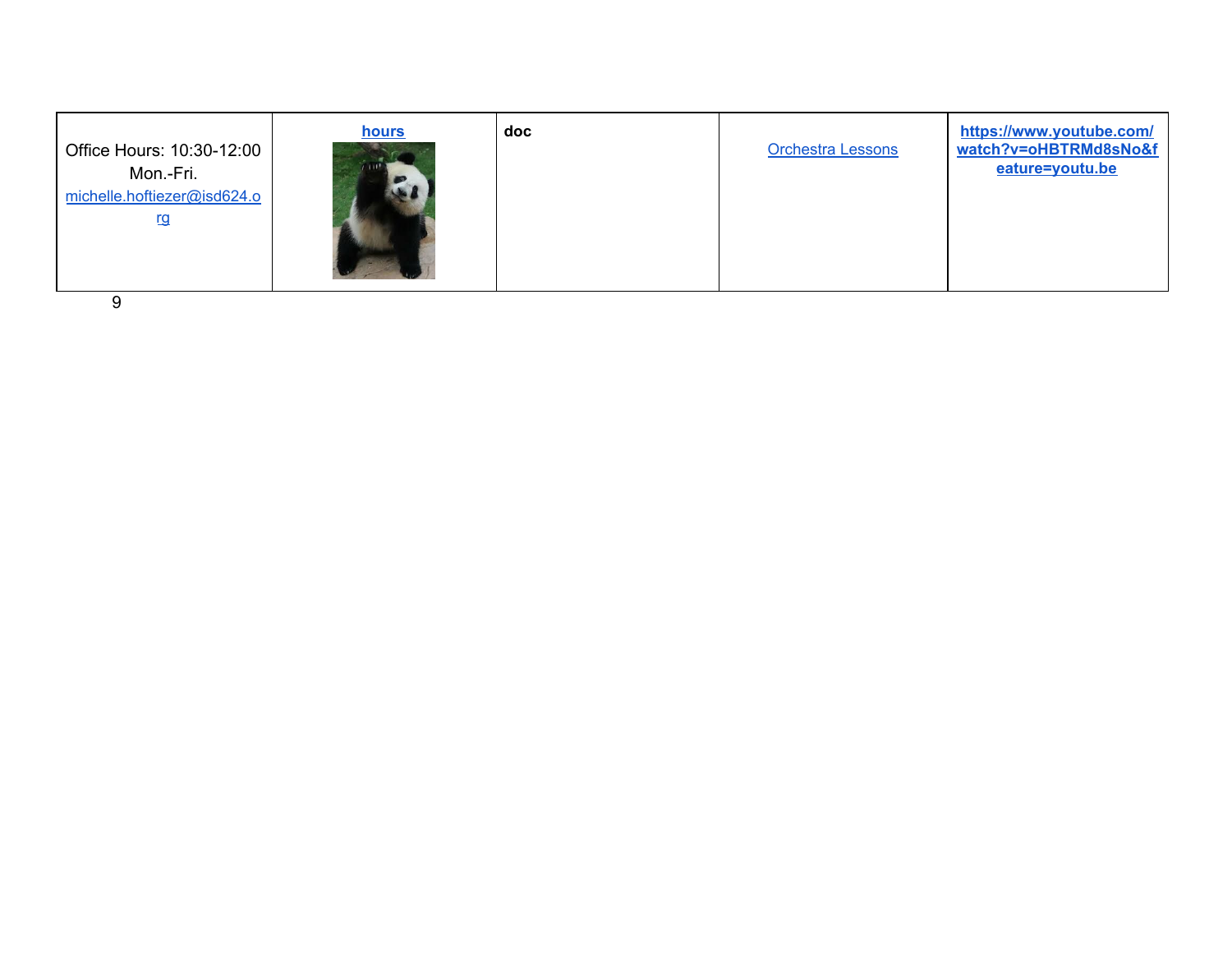| | | | | |
|---|---|---|---|---|
| Office Hours: 10:30-12:00 Mon.-Fri. michelle.hoftiezer@isd624.org | **hours** | **doc** | Orchestra Lessons | **https://www.youtube.com/watch?v=oHBTRMd8sNo&feature=youtu.be** |

9